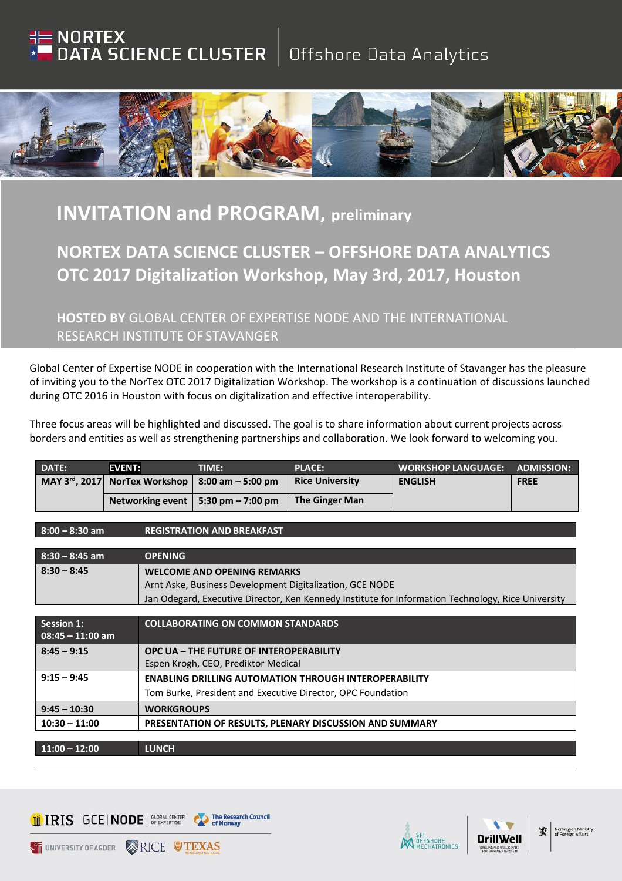NORTEX DATA SCIENCE CLUSTER | Offshore Data Analytics

# INVITATION and PROGRAM, preliminary

## NORTEX DATA SCIENCE CLUSTER – OFFSHORE DATA ANALYTICS OTC 2017 Digitalization Workshop, May 3rd, 2017, Houston

### HOSTED BY GLOBAL CENTER OF EXPERTISE NODE AND THE INTERNATIONAL RESEARCH INSTITUTE OF STAVANGER

Global Center of Expertise NODE in cooperation with the International Research Institute of Stavanger has the pleasure of inviting you to the NorTex OTC 2017 Digitalization Workshop. The workshop is a continuation of discussions launched during OTC 2016 in Houston with focus on digitalization and effective interoperability.

Three focus areas will be highlighted and discussed. The goal is to share information about current projects across borders and entities as well as strengthening partnerships and collaboration. We look forward to welcoming you.

| DATE: | EVENT: | TIME: | PLACE: | WORKSHOP LANGUAGE: | ADMISSION: |
|---|---|---|---|---|---|
| **MAY 3rd, 2017** | **NorTex Workshop** | **8:00 am – 5:00 pm** | **Rice University** | **ENGLISH** | **FREE** |
| | **Networking event** | **5:30 pm – 7:00 pm** | **The Ginger Man** | | |

| 8:00 – 8:30 am | REGISTRATION AND BREAKFAST |
|---|---|

| 8:30 – 8:45 am | OPENING |
|---|---|
| 8:30 – 8:45 | **WELCOME AND OPENING REMARKS**<br>Arnt Aske, Business Development Digitalization, GCE NODE<br>Jan Odegard, Executive Director, Ken Kennedy Institute for Information Technology, Rice University |

| Session 1: 08:45 – 11:00 am | COLLABORATING ON COMMON STANDARDS |
|---|---|
| 8:45 – 9:15 | **OPC UA – THE FUTURE OF INTEROPERABILITY**<br>Espen Krogh, CEO, Prediktor Medical |
| 9:15 – 9:45 | **ENABLING DRILLING AUTOMATION THROUGH INTEROPERABILITY**<br>Tom Burke, President and Executive Director, OPC Foundation |
| 9:45 – 10:30 | **WORKGROUPS** |
| 10:30 – 11:00 | **PRESENTATION OF RESULTS, PLENARY DISCUSSION AND SUMMARY** |

| 11:00 – 12:00 | LUNCH |
|---|---|

IRIS | GCE NODE Global Center of Expertise | The Research Council of Norway | University of Agder | Rice | Texas | SFI Offshore Mechatronics | DrillWell | Norwegian Ministry of Foreign Affairs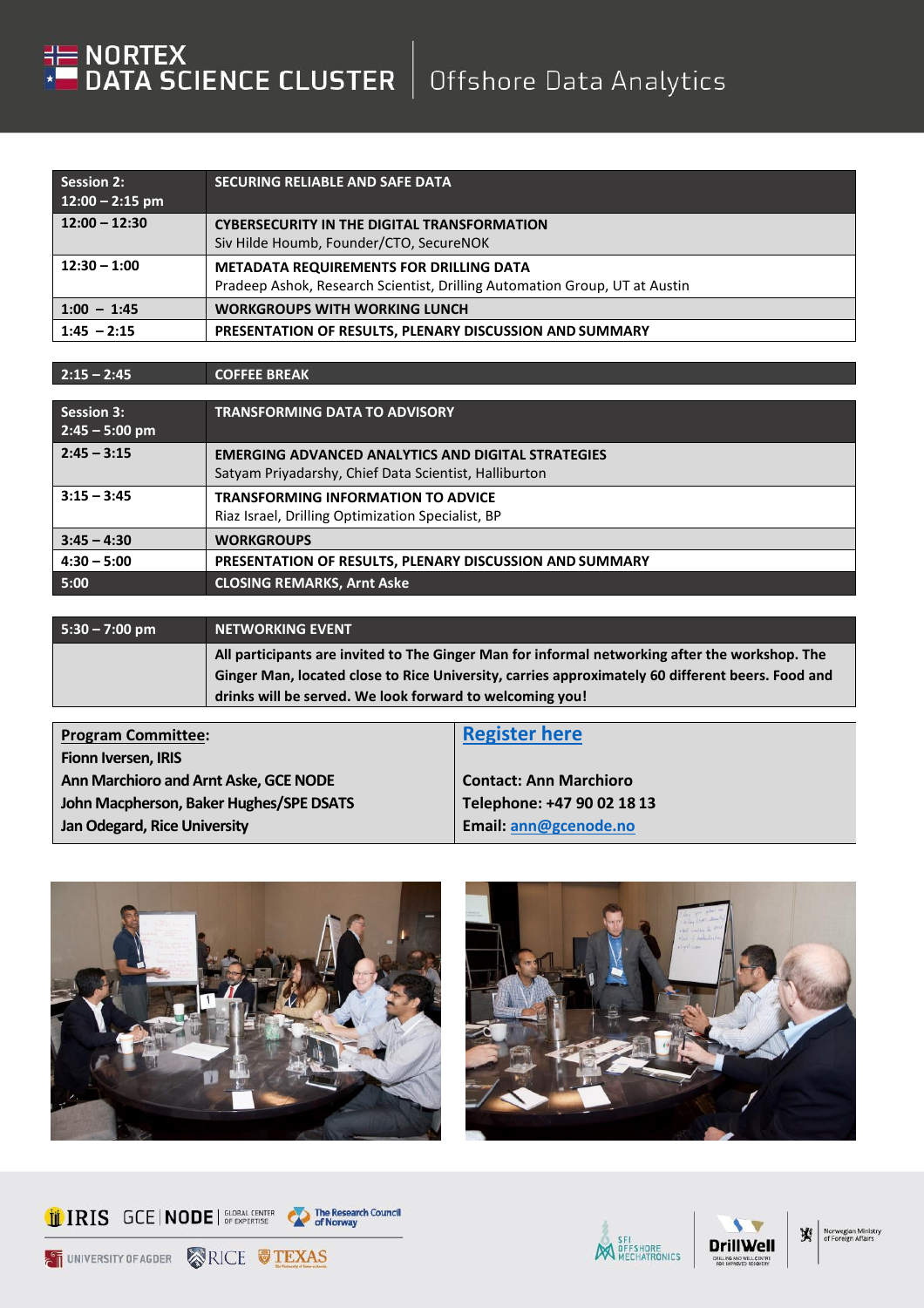# NORTEX DATA SCIENCE CLUSTER | Offshore Data Analytics

| Session 2: 12:00 – 2:15 pm | SECURING RELIABLE AND SAFE DATA |
|---|---|
| 12:00 – 12:30 | **CYBERSECURITY IN THE DIGITAL TRANSFORMATION**<br>Siv Hilde Houmb, Founder/CTO, SecureNOK |
| 12:30 – 1:00 | **METADATA REQUIREMENTS FOR DRILLING DATA**<br>Pradeep Ashok, Research Scientist, Drilling Automation Group, UT at Austin |
| 1:00 – 1:45 | **WORKGROUPS WITH WORKING LUNCH** |
| 1:45 – 2:15 | **PRESENTATION OF RESULTS, PLENARY DISCUSSION AND SUMMARY** |

| 2:15 – 2:45 | COFFEE BREAK |
|---|---|

| Session 3: 2:45 – 5:00 pm | TRANSFORMING DATA TO ADVISORY |
|---|---|
| 2:45 – 3:15 | **EMERGING ADVANCED ANALYTICS AND DIGITAL STRATEGIES**<br>Satyam Priyadarshy, Chief Data Scientist, Halliburton |
| 3:15 – 3:45 | **TRANSFORMING INFORMATION TO ADVICE**<br>Riaz Israel, Drilling Optimization Specialist, BP |
| 3:45 – 4:30 | **WORKGROUPS** |
| 4:30 – 5:00 | **PRESENTATION OF RESULTS, PLENARY DISCUSSION AND SUMMARY** |
| 5:00 | **CLOSING REMARKS, Arnt Aske** |

| 5:30 – 7:00 pm | NETWORKING EVENT |
|---|---|
| | **All participants are invited to The Ginger Man for informal networking after the workshop. The Ginger Man, located close to Rice University, carries approximately 60 different beers. Food and drinks will be served. We look forward to welcoming you!** |

**Program Committee:**
**Fionn Iversen, IRIS**
**Ann Marchioro and Arnt Aske, GCE NODE**
**John Macpherson, Baker Hughes/SPE DSATS**
**Jan Odegard, Rice University**

**Register here**

**Contact: Ann Marchioro**
**Telephone: +47 90 02 18 13**
**Email: ann@gcenode.no**

IRIS | GCE NODE Global Center of Expertise | The Research Council of Norway | University of Agder | Rice | Texas | SFI Offshore Mechatronics | DrillWell | Norwegian Ministry of Foreign Affairs